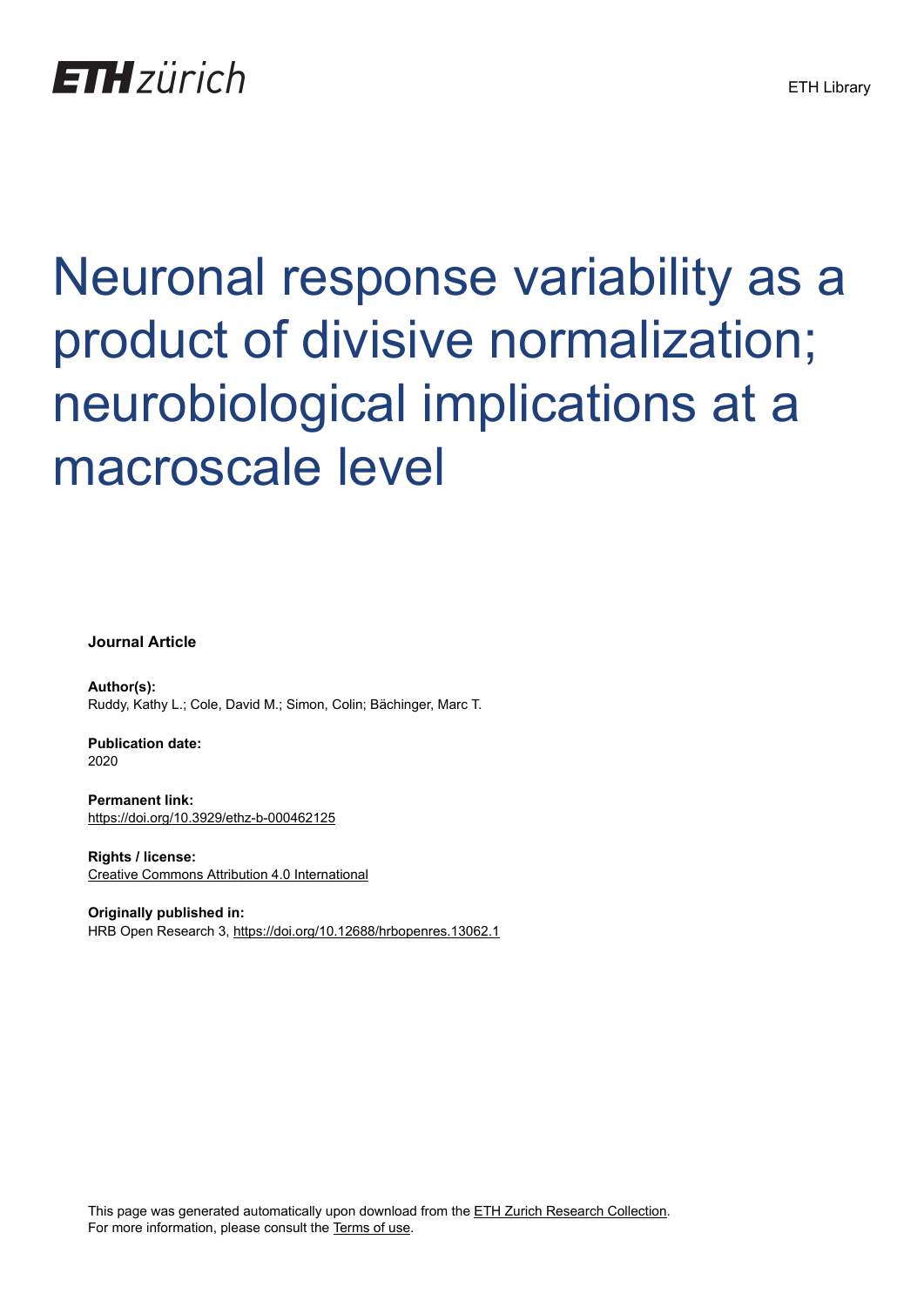ETH zürich

ETH Library

# Neuronal response variability as a product of divisive normalization; neurobiological implications at a macroscale level

**Journal Article**

**Author(s):**
Ruddy, Kathy L.; Cole, David M.; Simon, Colin; Bächinger, Marc T.

**Publication date:**
2020

**Permanent link:**
https://doi.org/10.3929/ethz-b-000462125

**Rights / license:**
Creative Commons Attribution 4.0 International

**Originally published in:**
HRB Open Research 3, https://doi.org/10.12688/hrbopenres.13062.1

This page was generated automatically upon download from the ETH Zurich Research Collection.
For more information, please consult the Terms of use.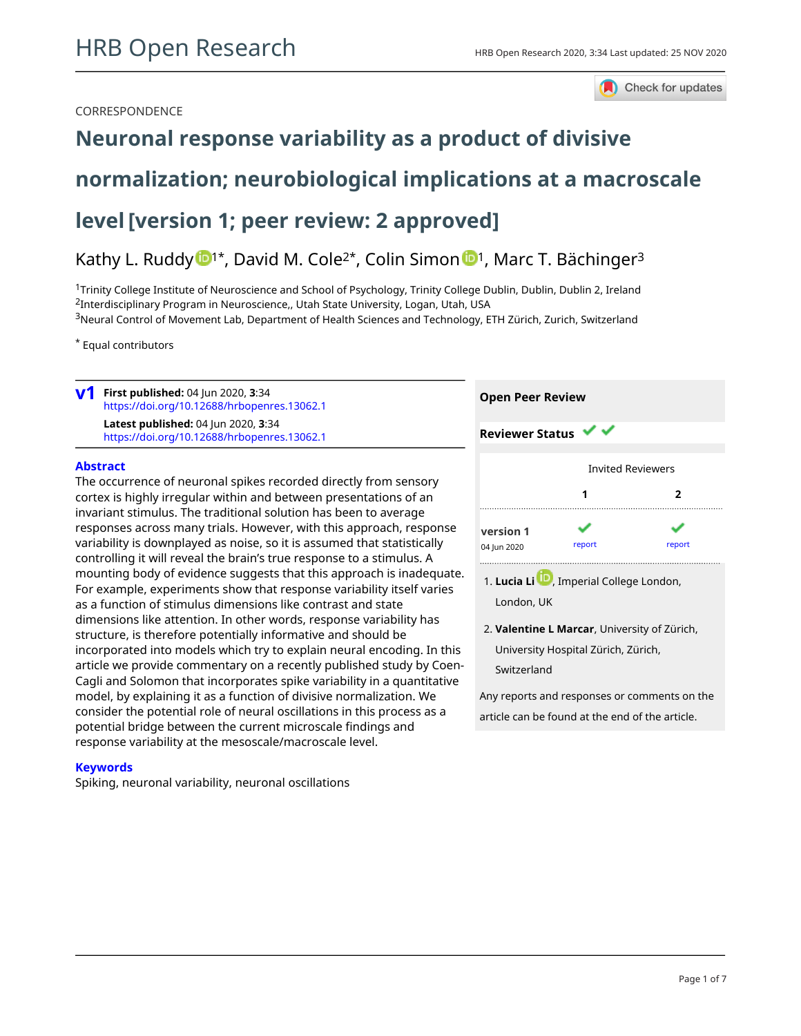CORRESPONDENCE

# Neuronal response variability as a product of divisive normalization; neurobiological implications at a macroscale level [version 1; peer review: 2 approved]

Kathy L. Ruddy[1]*, David M. Cole[2]*, Colin Simon[1], Marc T. Bächinger[3]

[1]Trinity College Institute of Neuroscience and School of Psychology, Trinity College Dublin, Dublin, Dublin 2, Ireland
[2]Interdisciplinary Program in Neuroscience,, Utah State University, Logan, Utah, USA
[3]Neural Control of Movement Lab, Department of Health Sciences and Technology, ETH Zürich, Zurich, Switzerland

* Equal contributors

**v1** **First published:** 04 Jun 2020, **3**:34
https://doi.org/10.12688/hrbopenres.13062.1
**Latest published:** 04 Jun 2020, **3**:34
https://doi.org/10.12688/hrbopenres.13062.1

## Abstract

The occurrence of neuronal spikes recorded directly from sensory cortex is highly irregular within and between presentations of an invariant stimulus. The traditional solution has been to average responses across many trials. However, with this approach, response variability is downplayed as noise, so it is assumed that statistically controlling it will reveal the brain's true response to a stimulus. A mounting body of evidence suggests that this approach is inadequate. For example, experiments show that response variability itself varies as a function of stimulus dimensions like contrast and state dimensions like attention. In other words, response variability has structure, is therefore potentially informative and should be incorporated into models which try to explain neural encoding. In this article we provide commentary on a recently published study by Coen-Cagli and Solomon that incorporates spike variability in a quantitative model, by explaining it as a function of divisive normalization. We consider the potential role of neural oscillations in this process as a potential bridge between the current microscale findings and response variability at the mesoscale/macroscale level.

## Keywords

Spiking, neuronal variability, neuronal oscillations

**Open Peer Review**

**Reviewer Status** ✔ ✔

| | Invited Reviewers | |
|---|---|---|
| | 1 | 2 |
| version 1 04 Jun 2020 | ✔ report | ✔ report |

1. **Lucia Li**, Imperial College London, London, UK

2. **Valentine L Marcar**, University of Zürich, University Hospital Zürich, Zürich, Switzerland

Any reports and responses or comments on the article can be found at the end of the article.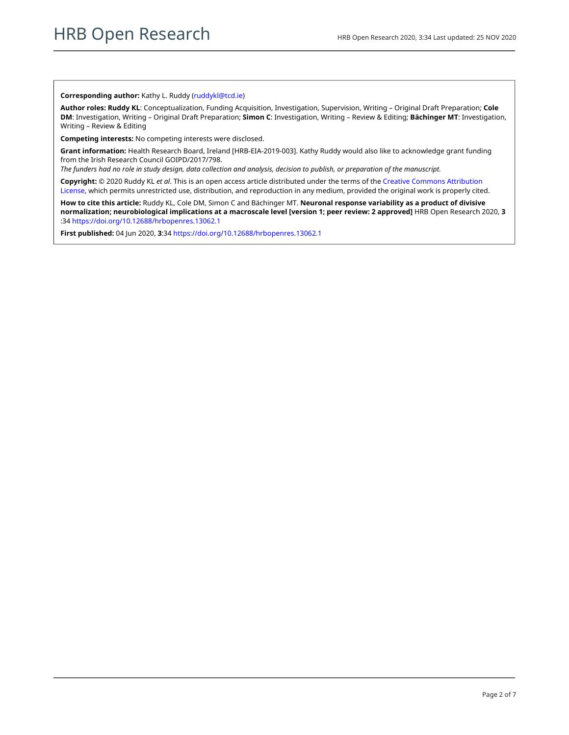**Corresponding author:** Kathy L. Ruddy (ruddykl@tcd.ie)

**Author roles: Ruddy KL**: Conceptualization, Funding Acquisition, Investigation, Supervision, Writing – Original Draft Preparation; **Cole DM**: Investigation, Writing – Original Draft Preparation; **Simon C**: Investigation, Writing – Review & Editing; **Bächinger MT**: Investigation, Writing – Review & Editing

**Competing interests:** No competing interests were disclosed.

**Grant information:** Health Research Board, Ireland [HRB-EIA-2019-003]. Kathy Ruddy would also like to acknowledge grant funding from the Irish Research Council GOIPD/2017/798.
*The funders had no role in study design, data collection and analysis, decision to publish, or preparation of the manuscript.*

**Copyright:** © 2020 Ruddy KL *et al*. This is an open access article distributed under the terms of the Creative Commons Attribution License, which permits unrestricted use, distribution, and reproduction in any medium, provided the original work is properly cited.

**How to cite this article:** Ruddy KL, Cole DM, Simon C and Bächinger MT. **Neuronal response variability as a product of divisive normalization; neurobiological implications at a macroscale level [version 1; peer review: 2 approved]** HRB Open Research 2020, **3**:34 https://doi.org/10.12688/hrbopenres.13062.1

**First published:** 04 Jun 2020, **3**:34 https://doi.org/10.12688/hrbopenres.13062.1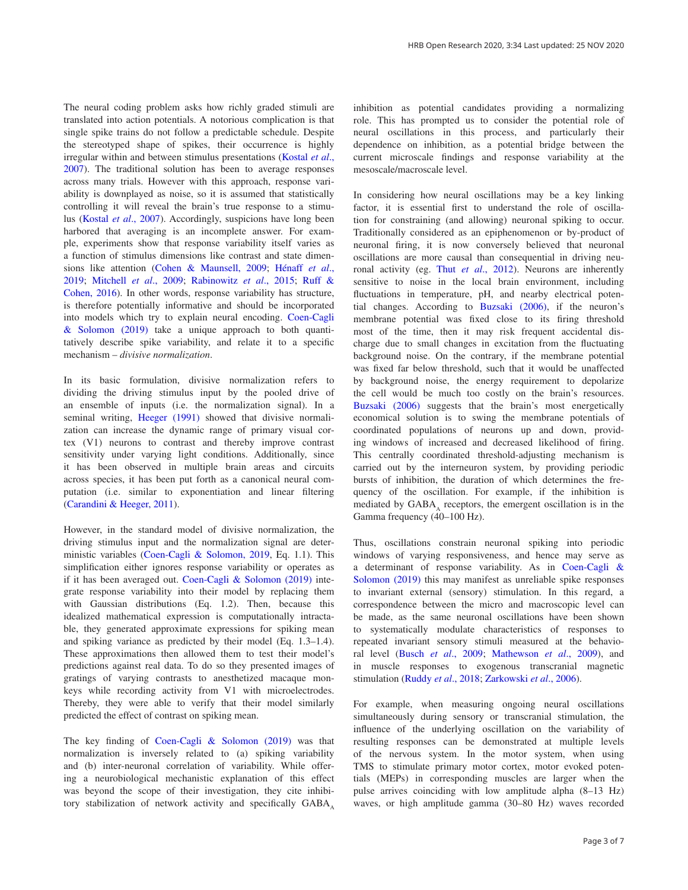The neural coding problem asks how richly graded stimuli are translated into action potentials. A notorious complication is that single spike trains do not follow a predictable schedule. Despite the stereotyped shape of spikes, their occurrence is highly irregular within and between stimulus presentations (Kostal *et al*., 2007). The traditional solution has been to average responses across many trials. However with this approach, response variability is downplayed as noise, so it is assumed that statistically controlling it will reveal the brain's true response to a stimulus (Kostal *et al*., 2007). Accordingly, suspicions have long been harbored that averaging is an incomplete answer. For example, experiments show that response variability itself varies as a function of stimulus dimensions like contrast and state dimensions like attention (Cohen & Maunsell, 2009; Hénaff *et al*., 2019; Mitchell *et al*., 2009; Rabinowitz *et al*., 2015; Ruff & Cohen, 2016). In other words, response variability has structure, is therefore potentially informative and should be incorporated into models which try to explain neural encoding. Coen-Cagli & Solomon (2019) take a unique approach to both quantitatively describe spike variability, and relate it to a specific mechanism – *divisive normalization*.

In its basic formulation, divisive normalization refers to dividing the driving stimulus input by the pooled drive of an ensemble of inputs (i.e. the normalization signal). In a seminal writing, Heeger (1991) showed that divisive normalization can increase the dynamic range of primary visual cortex (V1) neurons to contrast and thereby improve contrast sensitivity under varying light conditions. Additionally, since it has been observed in multiple brain areas and circuits across species, it has been put forth as a canonical neural computation (i.e. similar to exponentiation and linear filtering (Carandini & Heeger, 2011).

However, in the standard model of divisive normalization, the driving stimulus input and the normalization signal are deterministic variables (Coen-Cagli & Solomon, 2019, Eq. 1.1). This simplification either ignores response variability or operates as if it has been averaged out. Coen-Cagli & Solomon (2019) integrate response variability into their model by replacing them with Gaussian distributions (Eq. 1.2). Then, because this idealized mathematical expression is computationally intractable, they generated approximate expressions for spiking mean and spiking variance as predicted by their model (Eq. 1.3–1.4). These approximations then allowed them to test their model's predictions against real data. To do so they presented images of gratings of varying contrasts to anesthetized macaque monkeys while recording activity from V1 with microelectrodes. Thereby, they were able to verify that their model similarly predicted the effect of contrast on spiking mean.

The key finding of Coen-Cagli & Solomon (2019) was that normalization is inversely related to (a) spiking variability and (b) inter-neuronal correlation of variability. While offering a neurobiological mechanistic explanation of this effect was beyond the scope of their investigation, they cite inhibitory stabilization of network activity and specifically $GABA_A$ inhibition as potential candidates providing a normalizing role. This has prompted us to consider the potential role of neural oscillations in this process, and particularly their dependence on inhibition, as a potential bridge between the current microscale findings and response variability at the mesoscale/macroscale level.

In considering how neural oscillations may be a key linking factor, it is essential first to understand the role of oscillation for constraining (and allowing) neuronal spiking to occur. Traditionally considered as an epiphenomenon or by-product of neuronal firing, it is now conversely believed that neuronal oscillations are more causal than consequential in driving neuronal activity (eg. Thut *et al*., 2012). Neurons are inherently sensitive to noise in the local brain environment, including fluctuations in temperature, pH, and nearby electrical potential changes. According to Buzsaki (2006), if the neuron's membrane potential was fixed close to its firing threshold most of the time, then it may risk frequent accidental discharge due to small changes in excitation from the fluctuating background noise. On the contrary, if the membrane potential was fixed far below threshold, such that it would be unaffected by background noise, the energy requirement to depolarize the cell would be much too costly on the brain's resources. Buzsaki (2006) suggests that the brain's most energetically economical solution is to swing the membrane potentials of coordinated populations of neurons up and down, providing windows of increased and decreased likelihood of firing. This centrally coordinated threshold-adjusting mechanism is carried out by the interneuron system, by providing periodic bursts of inhibition, the duration of which determines the frequency of the oscillation. For example, if the inhibition is mediated by $GABA_A$ receptors, the emergent oscillation is in the Gamma frequency (40–100 Hz).

Thus, oscillations constrain neuronal spiking into periodic windows of varying responsiveness, and hence may serve as a determinant of response variability. As in Coen-Cagli & Solomon (2019) this may manifest as unreliable spike responses to invariant external (sensory) stimulation. In this regard, a correspondence between the micro and macroscopic level can be made, as the same neuronal oscillations have been shown to systematically modulate characteristics of responses to repeated invariant sensory stimuli measured at the behavioral level (Busch *et al*., 2009; Mathewson *et al*., 2009), and in muscle responses to exogenous transcranial magnetic stimulation (Ruddy *et al*., 2018; Zarkowski *et al*., 2006).

For example, when measuring ongoing neural oscillations simultaneously during sensory or transcranial stimulation, the influence of the underlying oscillation on the variability of resulting responses can be demonstrated at multiple levels of the nervous system. In the motor system, when using TMS to stimulate primary motor cortex, motor evoked potentials (MEPs) in corresponding muscles are larger when the pulse arrives coinciding with low amplitude alpha (8–13 Hz) waves, or high amplitude gamma (30–80 Hz) waves recorded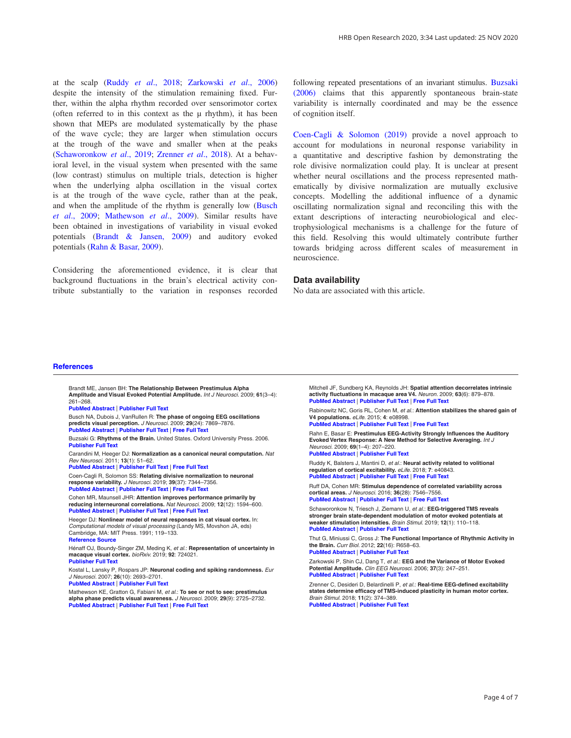at the scalp (Ruddy *et al*., 2018; Zarkowski *et al*., 2006) despite the intensity of the stimulation remaining fixed. Further, within the alpha rhythm recorded over sensorimotor cortex (often referred to in this context as the μ rhythm), it has been shown that MEPs are modulated systematically by the phase of the wave cycle; they are larger when stimulation occurs at the trough of the wave and smaller when at the peaks (Schaworonkow *et al*., 2019; Zrenner *et al*., 2018). At a behavioral level, in the visual system when presented with the same (low contrast) stimulus on multiple trials, detection is higher when the underlying alpha oscillation in the visual cortex is at the trough of the wave cycle, rather than at the peak, and when the amplitude of the rhythm is generally low (Busch *et al*., 2009; Mathewson *et al*., 2009). Similar results have been obtained in investigations of variability in visual evoked potentials (Brandt & Jansen, 2009) and auditory evoked potentials (Rahn & Basar, 2009).

Considering the aforementioned evidence, it is clear that background fluctuations in the brain's electrical activity contribute substantially to the variation in responses recorded following repeated presentations of an invariant stimulus. Buzsaki (2006) claims that this apparently spontaneous brain-state variability is internally coordinated and may be the essence of cognition itself.

Coen-Cagli & Solomon (2019) provide a novel approach to account for modulations in neuronal response variability in a quantitative and descriptive fashion by demonstrating the role divisive normalization could play. It is unclear at present whether neural oscillations and the process represented mathematically by divisive normalization are mutually exclusive concepts. Modelling the additional influence of a dynamic oscillating normalization signal and reconciling this with the extant descriptions of interacting neurobiological and electrophysiological mechanisms is a challenge for the future of this field. Resolving this would ultimately contribute further towards bridging across different scales of measurement in neuroscience.

## Data availability

No data are associated with this article.

## References

Brandt ME, Jansen BH: **The Relationship Between Prestimulus Alpha Amplitude and Visual Evoked Potential Amplitude.** *Int J Neurosci.* 2009; **61**(3–4): 261–268.
PubMed Abstract | Publisher Full Text

Busch NA, Dubois J, VanRullen R: **The phase of ongoing EEG oscillations predicts visual perception.** *J Neurosci.* 2009; **29**(24): 7869–7876.
PubMed Abstract | Publisher Full Text | Free Full Text

Buzsaki G: **Rhythms of the Brain.** United States. Oxford University Press. 2006.
Publisher Full Text

Carandini M, Heeger DJ: **Normalization as a canonical neural computation.** *Nat Rev Neurosci.* 2011; **13**(1): 51–62.
PubMed Abstract | Publisher Full Text | Free Full Text

Coen-Cagli R, Solomon SS: **Relating divisive normalization to neuronal response variability.** *J Neurosci.* 2019; **39**(37): 7344–7356.
PubMed Abstract | Publisher Full Text | Free Full Text

Cohen MR, Maunsell JHR: **Attention improves performance primarily by reducing interneuronal correlations.** *Nat Neurosci.* 2009; **12**(12): 1594–600.
PubMed Abstract | Publisher Full Text | Free Full Text

Heeger DJ: **Nonlinear model of neural responses in cat visual cortex.** In: *Computational models of visual processing* (Landy MS, Movshon JA, eds) Cambridge, MA: MIT Press. 1991; 119–133.
Reference Source

Hénaff OJ, Boundy-Singer ZM, Meding K, *et al.*: **Representation of uncertainty in macaque visual cortex.** *bioRxiv.* 2019; **92**: 724021.
Publisher Full Text

Kostal L, Lansky P, Rospars JP: **Neuronal coding and spiking randomness.** *Eur J Neurosci.* 2007; **26**(10): 2693–2701.
PubMed Abstract | Publisher Full Text

Mathewson KE, Gratton G, Fabiani M, *et al.*: **To see or not to see: prestimulus alpha phase predicts visual awareness.** *J Neurosci.* 2009; **29**(9): 2725–2732.
PubMed Abstract | Publisher Full Text | Free Full Text

Mitchell JF, Sundberg KA, Reynolds JH: **Spatial attention decorrelates intrinsic activity fluctuations in macaque area V4.** *Neuron.* 2009; **63**(6): 879–878.
PubMed Abstract | Publisher Full Text | Free Full Text

Rabinowitz NC, Goris RL, Cohen M, *et al.*: **Attention stabilizes the shared gain of V4 populations.** *eLife.* 2015; **4**: e08998.
PubMed Abstract | Publisher Full Text | Free Full Text

Rahn E, Basar E: **Prestimulus EEG-Activity Strongly Influences the Auditory Evoked Vertex Response: A New Method for Selective Averaging.** *Int J Neurosci.* 2009; **69**(1–4): 207–220.
PubMed Abstract | Publisher Full Text

Ruddy K, Balsters J, Mantini D, *et al.*: **Neural activity related to volitional regulation of cortical excitability.** *eLife.* 2018; **7**: e40843.
PubMed Abstract | Publisher Full Text | Free Full Text

Ruff DA, Cohen MR: **Stimulus dependence of correlated variability across cortical areas.** *J Neurosci.* 2016; **36**(28): 7546–7556.
PubMed Abstract | Publisher Full Text | Free Full Text

Schaworonkow N, Triesch J, Ziemann U, *et al.*: **EEG-triggered TMS reveals stronger brain state-dependent modulation of motor evoked potentials at weaker stimulation intensities.** *Brain Stimul.* 2019; **12**(1): 110–118.
PubMed Abstract | Publisher Full Text

Thut G, Miniussi C, Gross J: **The Functional Importance of Rhythmic Activity in the Brain.** *Curr Biol.* 2012; **22**(16): R658–63.
PubMed Abstract | Publisher Full Text

Zarkowski P, Shin CJ, Dang T, *et al.*: **EEG and the Variance of Motor Evoked Potential Amplitude.** *Clin EEG Neurosci.* 2006; **37**(3): 247–251.
PubMed Abstract | Publisher Full Text

Zrenner C, Desideri D, Belardinelli P, *et al.*: **Real-time EEG-defined excitability states determine efficacy of TMS-induced plasticity in human motor cortex.** *Brain Stimul.* 2018; **11**(2): 374–389.
PubMed Abstract | Publisher Full Text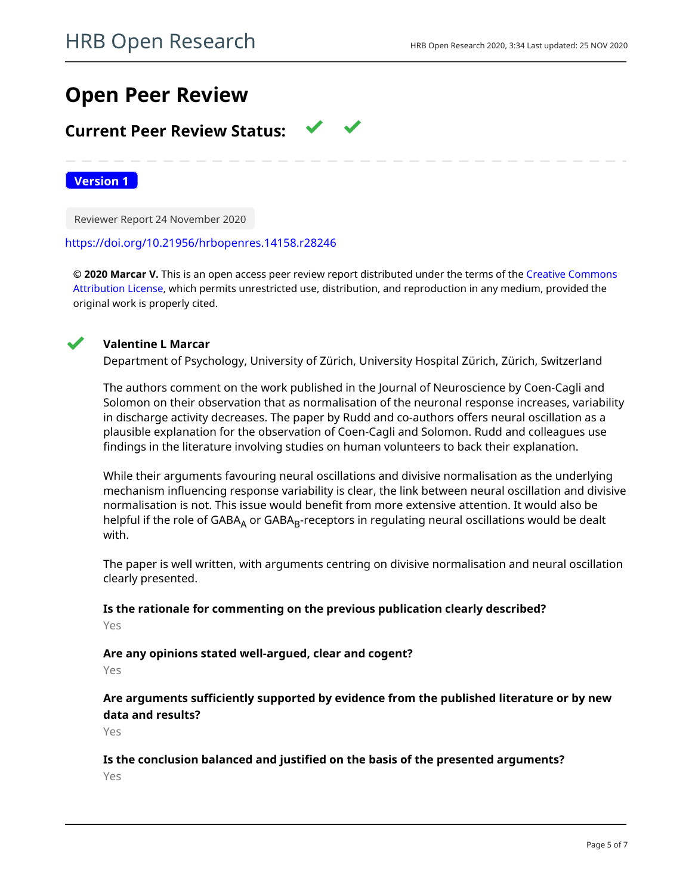# Open Peer Review

## Current Peer Review Status: ✔ ✔

**Version 1**

Reviewer Report 24 November 2020

https://doi.org/10.21956/hrbopenres.14158.r28246

**© 2020 Marcar V.** This is an open access peer review report distributed under the terms of the Creative Commons Attribution License, which permits unrestricted use, distribution, and reproduction in any medium, provided the original work is properly cited.

✔ **Valentine L Marcar**

Department of Psychology, University of Zürich, University Hospital Zürich, Zürich, Switzerland

The authors comment on the work published in the Journal of Neuroscience by Coen-Cagli and Solomon on their observation that as normalisation of the neuronal response increases, variability in discharge activity decreases. The paper by Rudd and co-authors offers neural oscillation as a plausible explanation for the observation of Coen-Cagli and Solomon. Rudd and colleagues use findings in the literature involving studies on human volunteers to back their explanation.

While their arguments favouring neural oscillations and divisive normalisation as the underlying mechanism influencing response variability is clear, the link between neural oscillation and divisive normalisation is not. This issue would benefit from more extensive attention. It would also be helpful if the role of $GABA_A$ or $GABA_B$-receptors in regulating neural oscillations would be dealt with.

The paper is well written, with arguments centring on divisive normalisation and neural oscillation clearly presented.

**Is the rationale for commenting on the previous publication clearly described?**

Yes

**Are any opinions stated well-argued, clear and cogent?**

Yes

**Are arguments sufficiently supported by evidence from the published literature or by new data and results?**

Yes

**Is the conclusion balanced and justified on the basis of the presented arguments?**

Yes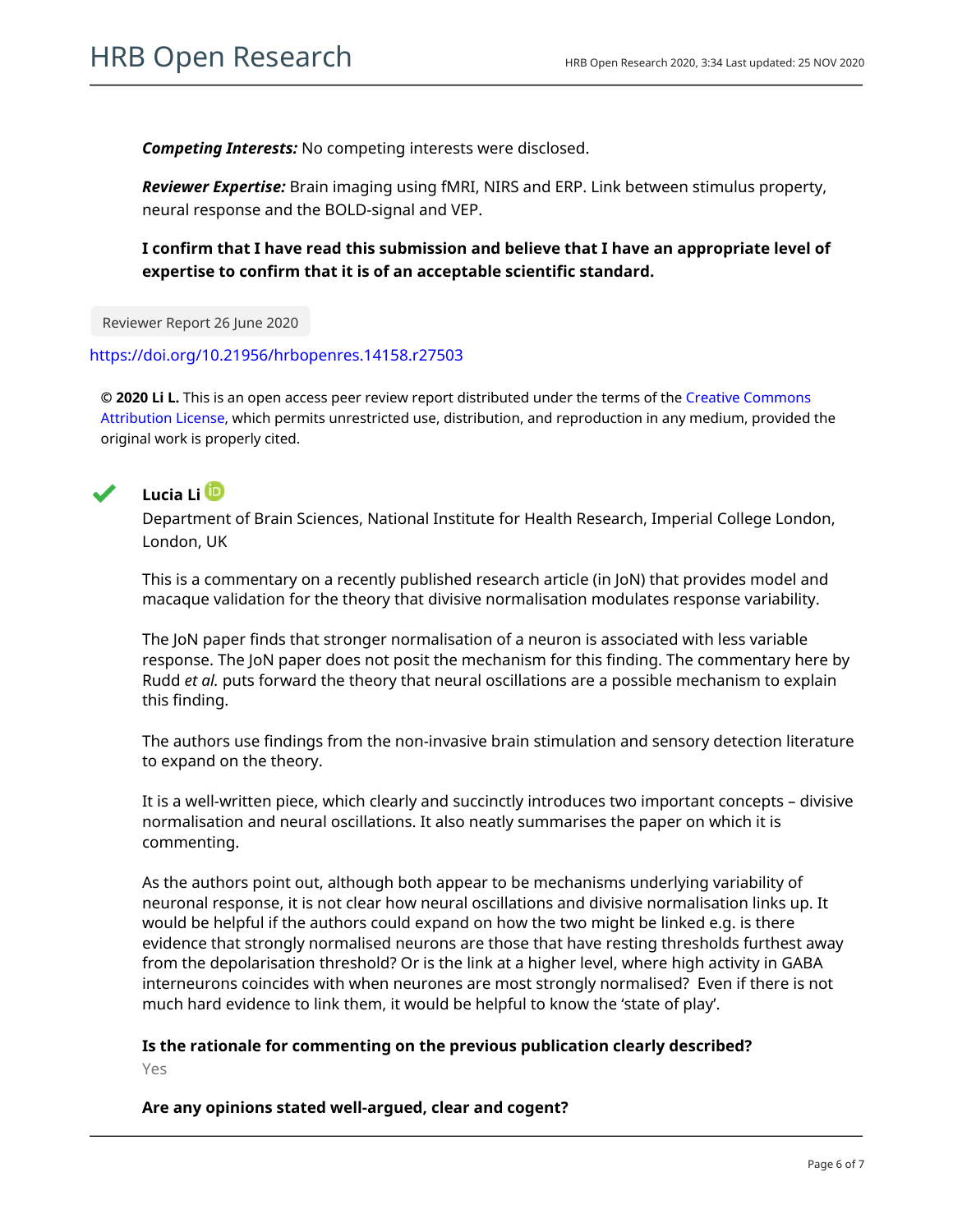***Competing Interests:*** No competing interests were disclosed.

***Reviewer Expertise:*** Brain imaging using fMRI, NIRS and ERP. Link between stimulus property, neural response and the BOLD-signal and VEP.

**I confirm that I have read this submission and believe that I have an appropriate level of expertise to confirm that it is of an acceptable scientific standard.**

Reviewer Report 26 June 2020

https://doi.org/10.21956/hrbopenres.14158.r27503

**© 2020 Li L.** This is an open access peer review report distributed under the terms of the Creative Commons Attribution License, which permits unrestricted use, distribution, and reproduction in any medium, provided the original work is properly cited.

**Lucia Li**

Department of Brain Sciences, National Institute for Health Research, Imperial College London, London, UK

This is a commentary on a recently published research article (in JoN) that provides model and macaque validation for the theory that divisive normalisation modulates response variability.

The JoN paper finds that stronger normalisation of a neuron is associated with less variable response. The JoN paper does not posit the mechanism for this finding. The commentary here by Rudd *et al.* puts forward the theory that neural oscillations are a possible mechanism to explain this finding.

The authors use findings from the non-invasive brain stimulation and sensory detection literature to expand on the theory.

It is a well-written piece, which clearly and succinctly introduces two important concepts – divisive normalisation and neural oscillations. It also neatly summarises the paper on which it is commenting.

As the authors point out, although both appear to be mechanisms underlying variability of neuronal response, it is not clear how neural oscillations and divisive normalisation links up. It would be helpful if the authors could expand on how the two might be linked e.g. is there evidence that strongly normalised neurons are those that have resting thresholds furthest away from the depolarisation threshold? Or is the link at a higher level, where high activity in GABA interneurons coincides with when neurones are most strongly normalised? Even if there is not much hard evidence to link them, it would be helpful to know the 'state of play'.

**Is the rationale for commenting on the previous publication clearly described?**

Yes

**Are any opinions stated well-argued, clear and cogent?**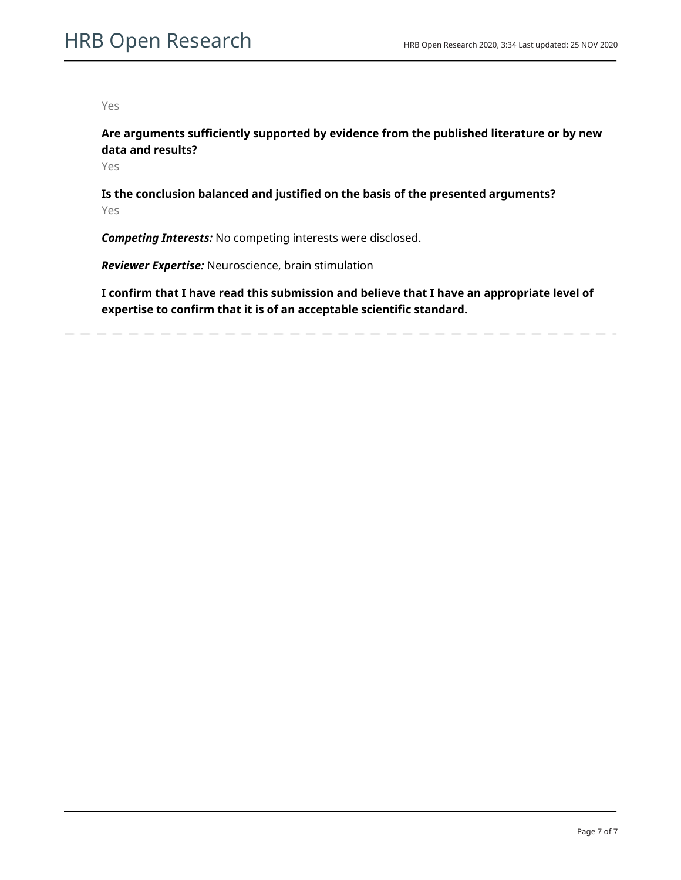Yes

**Are arguments sufficiently supported by evidence from the published literature or by new data and results?**

Yes

**Is the conclusion balanced and justified on the basis of the presented arguments?**

Yes

***Competing Interests:*** No competing interests were disclosed.

***Reviewer Expertise:*** Neuroscience, brain stimulation

**I confirm that I have read this submission and believe that I have an appropriate level of expertise to confirm that it is of an acceptable scientific standard.**